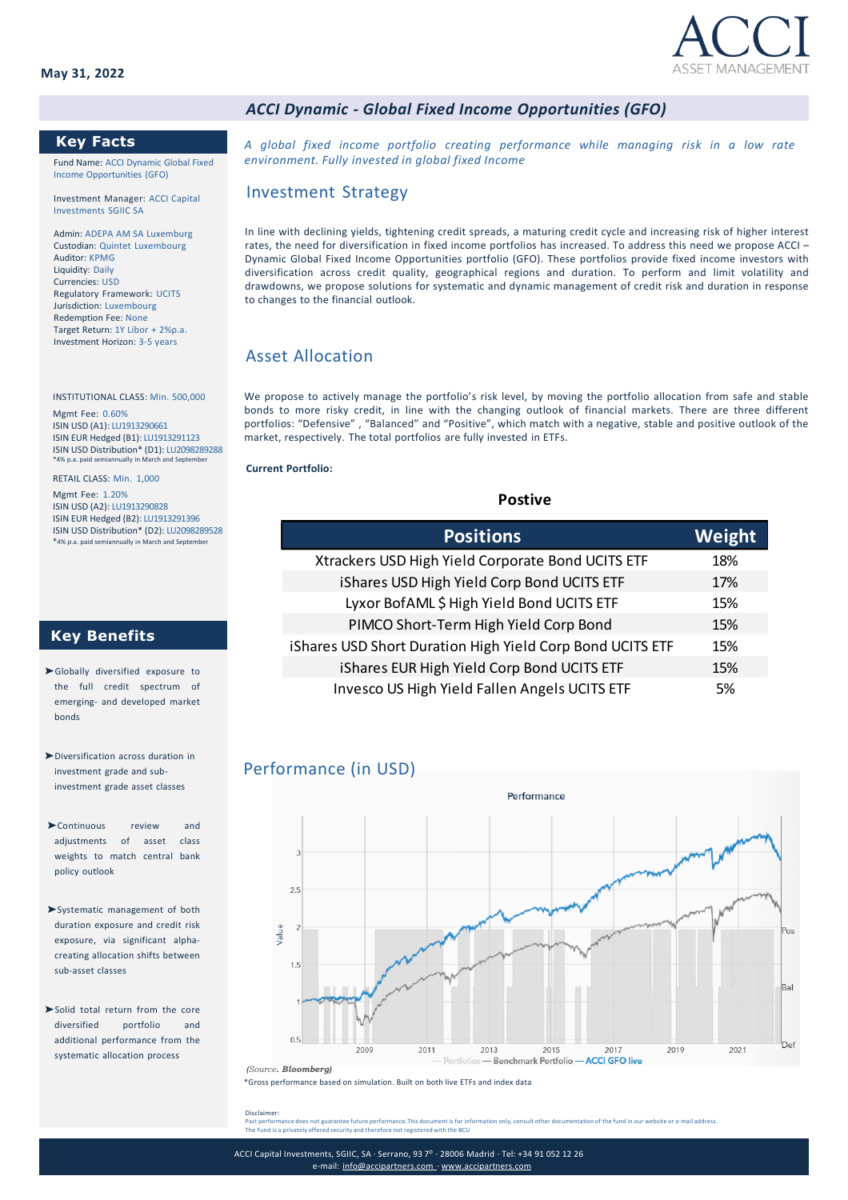May 31, 2022

ACCI ASSET MANAGEMENT

## *ACCI Dynamic - Global Fixed Income Opportunities (GFO)*

### Key Facts

Fund Name: ACCI Dynamic Global Fixed Income Opportunities (GFO)

Investment Manager: ACCI Capital Investments SGIIC SA

Admin: ADEPA AM SA Luxemburg
Custodian: Quintet Luxembourg
Auditor: KPMG
Liquidity: Daily
Currencies: USD
Regulatory Framework: UCITS
Jurisdiction: Luxembourg
Redemption Fee: None
Target Return: 1Y Libor + 2%p.a.
Investment Horizon: 3-5 years

INSTITUTIONAL CLASS: Min. 500,000

Mgmt Fee: 0.60%
ISIN USD (A1): LU1913290661
ISIN EUR Hedged (B1): LU1913291123
ISIN USD Distribution* (D1): LU2098289288
*4% p.a. paid semiannually in March and September

RETAIL CLASS: Min. 1,000

Mgmt Fee: 1.20%
ISIN USD (A2): LU1913290828
ISIN EUR Hedged (B2): LU1913291396
ISIN USD Distribution* (D2): LU2098289528
*4% p.a. paid semiannually in March and September

### Key Benefits

- Globally diversified exposure to the full credit spectrum of emerging- and developed market bonds
- Diversification across duration in investment grade and sub-investment grade asset classes
- Continuous review and adjustments of asset class weights to match central bank policy outlook
- Systematic management of both duration exposure and credit risk exposure, via significant alpha-creating allocation shifts between sub-asset classes
- Solid total return from the core diversified portfolio and additional performance from the systematic allocation process

*A global fixed income portfolio creating performance while managing risk in a low rate environment. Fully invested in global fixed Income*

## Investment Strategy

In line with declining yields, tightening credit spreads, a maturing credit cycle and increasing risk of higher interest rates, the need for diversification in fixed income portfolios has increased. To address this need we propose ACCI – Dynamic Global Fixed Income Opportunities portfolio (GFO). These portfolios provide fixed income investors with diversification across credit quality, geographical regions and duration. To perform and limit volatility and drawdowns, we propose solutions for systematic and dynamic management of credit risk and duration in response to changes to the financial outlook.

## Asset Allocation

We propose to actively manage the portfolio's risk level, by moving the portfolio allocation from safe and stable bonds to more risky credit, in line with the changing outlook of financial markets. There are three different portfolios: "Defensive" , "Balanced" and "Positive", which match with a negative, stable and positive outlook of the market, respectively. The total portfolios are fully invested in ETFs.

**Current Portfolio:**

**Postive**

| Positions | Weight |
|---|---|
| Xtrackers USD High Yield Corporate Bond UCITS ETF | 18% |
| iShares USD High Yield Corp Bond UCITS ETF | 17% |
| Lyxor BofAML $ High Yield Bond UCITS ETF | 15% |
| PIMCO Short-Term High Yield Corp Bond | 15% |
| iShares USD Short Duration High Yield Corp Bond UCITS ETF | 15% |
| iShares EUR High Yield Corp Bond UCITS ETF | 15% |
| Invesco US High Yield Fallen Angels UCITS ETF | 5% |

## Performance (in USD)

*(Source. **Bloomberg**)*

*Gross performance based on simulation. Built on both live ETFs and index data

Disclaimer:
Past performance does not guarantee future performance. This document is for information only, consult other documentation of the fund in our website or e-mail address.
The Fund is a privately offered security and therefore not registered with the BCU

ACCI Capital Investments, SGIIC, SA · Serrano, 93 7º · 28006 Madrid · Tel: +34 91 052 12 26
e-mail: info@accipartners.com · www.accipartners.com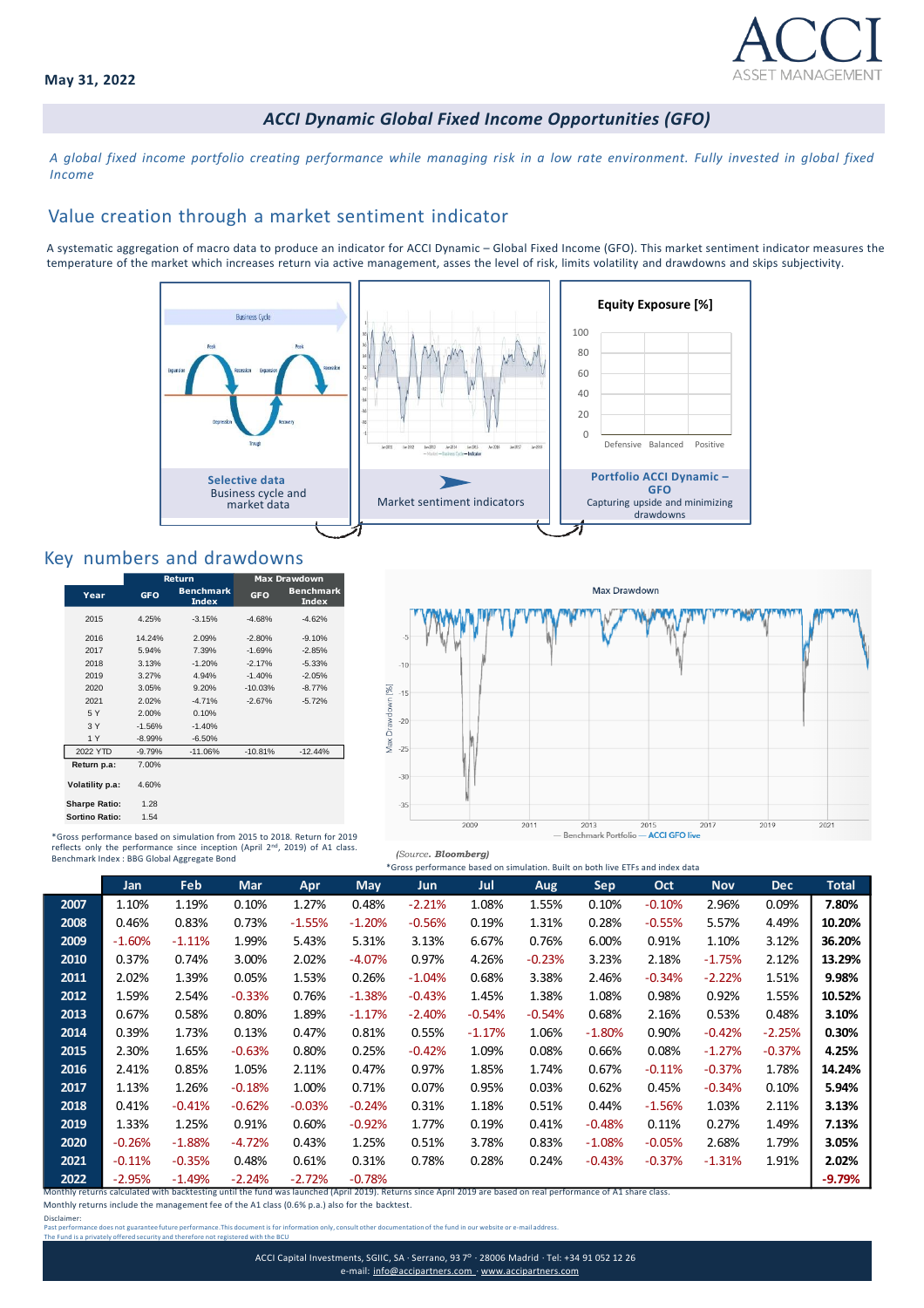May 31, 2022

ACCI
ASSET MANAGEMENT

## *ACCI Dynamic Global Fixed Income Opportunities (GFO)*

*A global fixed income portfolio creating performance while managing risk in a low rate environment. Fully invested in global fixed Income*

## Value creation through a market sentiment indicator

A systematic aggregation of macro data to produce an indicator for ACCI Dynamic – Global Fixed Income (GFO). This market sentiment indicator measures the temperature of the market which increases return via active management, asses the level of risk, limits volatility and drawdowns and skips subjectivity.

Business Cycle
Peak
Peak
Expansion
Recession
Expansion
Recession
Depression
Recovery
Trough

**Selective data**
Business cycle and market data

Market sentiment indicators

Equity Exposure [%]
100
80
60
40
20
0
Defensive
Balanced
Positive

**Portfolio ACCI Dynamic – GFO**
Capturing upside and minimizing drawdowns

## Key numbers and drawdowns

| Year | Return | | Max Drawdown | |
|---|---|---|---|---|
| | GFO | Benchmark Index | GFO | Benchmark Index |
| 2015 | 4.25% | -3.15% | -4.68% | -4.62% |
| 2016 | 14.24% | 2.09% | -2.80% | -9.10% |
| 2017 | 5.94% | 7.39% | -1.69% | -2.85% |
| 2018 | 3.13% | -1.20% | -2.17% | -5.33% |
| 2019 | 3.27% | 4.94% | -1.40% | -2.05% |
| 2020 | 3.05% | 9.20% | -10.03% | -8.77% |
| 2021 | 2.02% | -4.71% | -2.67% | -5.72% |
| 5 Y | 2.00% | 0.10% | | |
| 3 Y | -1.56% | -1.40% | | |
| 1 Y | -8.99% | -6.50% | | |
| 2022 YTD | -9.79% | -11.06% | -10.81% | -12.44% |
| **Return p.a:** | 7.00% | | | |
| **Volatility p.a:** | 4.60% | | | |
| **Sharpe Ratio:** | 1.28 | | | |
| **Sortino Ratio:** | 1.54 | | | |

\*Gross performance based on simulation from 2015 to 2018. Return for 2019 reflects only the performance since inception (April 2nd, 2019) of A1 class. Benchmark Index : BBG Global Aggregate Bond

Max Drawdown
Max Drawdown [%]
-5
-10
-15
-20
-25
-30
-35
2009
2011
2013
2015
2017
2019
2021
— Benchmark Portfolio — ACCI GFO live

*(Source. **Bloomberg**)*
\*Gross performance based on simulation. Built on both live ETFs and index data

| | Jan | Feb | Mar | Apr | May | Jun | Jul | Aug | Sep | Oct | Nov | Dec | Total |
|---|---|---|---|---|---|---|---|---|---|---|---|---|---|
| **2007** | 1.10% | 1.19% | 0.10% | 1.27% | 0.48% | -2.21% | 1.08% | 1.55% | 0.10% | -0.10% | 2.96% | 0.09% | **7.80%** |
| **2008** | 0.46% | 0.83% | 0.73% | -1.55% | -1.20% | -0.56% | 0.19% | 1.31% | 0.28% | -0.55% | 5.57% | 4.49% | **10.20%** |
| **2009** | -1.60% | -1.11% | 1.99% | 5.43% | 5.31% | 3.13% | 6.67% | 0.76% | 6.00% | 0.91% | 1.10% | 3.12% | **36.20%** |
| **2010** | 0.37% | 0.74% | 3.00% | 2.02% | -4.07% | 0.97% | 4.26% | -0.23% | 3.23% | 2.18% | -1.75% | 2.12% | **13.29%** |
| **2011** | 2.02% | 1.39% | 0.05% | 1.53% | 0.26% | -1.04% | 0.68% | 3.38% | 2.46% | -0.34% | -2.22% | 1.51% | **9.98%** |
| **2012** | 1.59% | 2.54% | -0.33% | 0.76% | -1.38% | -0.43% | 1.45% | 1.38% | 1.08% | 0.98% | 0.92% | 1.55% | **10.52%** |
| **2013** | 0.67% | 0.58% | 0.80% | 1.89% | -1.17% | -2.40% | -0.54% | -0.54% | 0.68% | 2.16% | 0.53% | 0.48% | **3.10%** |
| **2014** | 0.39% | 1.73% | 0.13% | 0.47% | 0.81% | 0.55% | -1.17% | 1.06% | -1.80% | 0.90% | -0.42% | -2.25% | **0.30%** |
| **2015** | 2.30% | 1.65% | -0.63% | 0.80% | 0.25% | -0.42% | 1.09% | 0.08% | 0.66% | 0.08% | -1.27% | -0.37% | **4.25%** |
| **2016** | 2.41% | 0.85% | 1.05% | 2.11% | 0.47% | 0.97% | 1.85% | 1.74% | 0.67% | -0.11% | -0.37% | 1.78% | **14.24%** |
| **2017** | 1.13% | 1.26% | -0.18% | 1.00% | 0.71% | 0.07% | 0.95% | 0.03% | 0.62% | 0.45% | -0.34% | 0.10% | **5.94%** |
| **2018** | 0.41% | -0.41% | -0.62% | -0.03% | -0.24% | 0.31% | 1.18% | 0.51% | 0.44% | -1.56% | 1.03% | 2.11% | **3.13%** |
| **2019** | 1.33% | 1.25% | 0.91% | 0.60% | -0.92% | 1.77% | 0.19% | 0.41% | -0.48% | 0.11% | 0.27% | 1.49% | **7.13%** |
| **2020** | -0.26% | -1.88% | -4.72% | 0.43% | 1.25% | 0.51% | 3.78% | 0.83% | -1.08% | -0.05% | 2.68% | 1.79% | **3.05%** |
| **2021** | -0.11% | -0.35% | 0.48% | 0.61% | 0.31% | 0.78% | 0.28% | 0.24% | -0.43% | -0.37% | -1.31% | 1.91% | **2.02%** |
| **2022** | -2.95% | -1.49% | -2.24% | -2.72% | -0.78% | | | | | | | | **-9.79%** |

Monthly returns calculated with backtesting until the fund was launched (April 2019). Returns since April 2019 are based on real performance of A1 share class.

Monthly returns include the management fee of the A1 class (0.6% p.a.) also for the backtest.

Disclaimer:
Past performance does not guarantee future performance. This document is for information only, consult other documentation of the fund in our website or e-mail address.
The Fund is a privately offered security and therefore not registered with the BCU

ACCI Capital Investments, SGIIC, SA · Serrano, 93 7º · 28006 Madrid · Tel: +34 91 052 12 26
e-mail: info@accipartners.com · www.accipartners.com